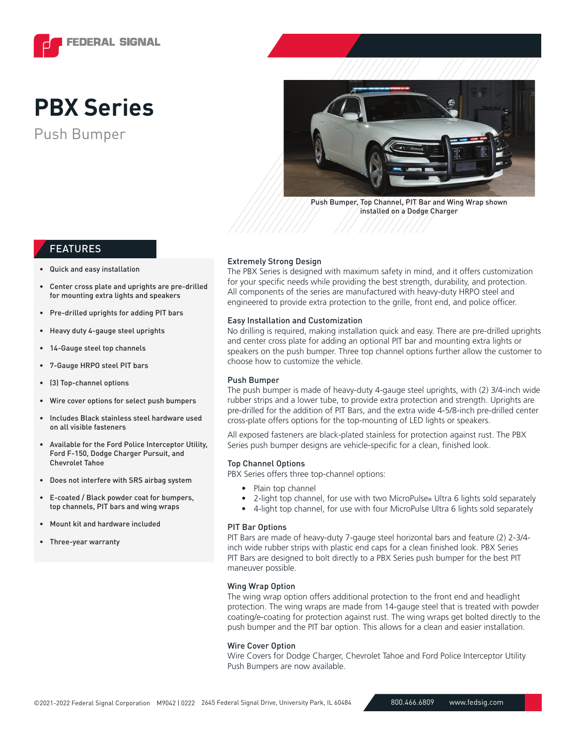FEDERAL SIGNAL

# PBX Series

Push Bumper

Push Bumper, Top Channel, PIT Bar and Wing Wrap shown installed on a Dodge Charger

## FEATURES

- Quick and easy installation
- Center cross plate and uprights are pre-drilled for mounting extra lights and speakers
- Pre-drilled uprights for adding PIT bars
- Heavy duty 4-gauge steel uprights
- 14-Gauge steel top channels
- 7-Gauge HRPO steel PIT bars
- (3) Top-channel options
- Wire cover options for select push bumpers
- Includes Black stainless steel hardware used on all visible fasteners
- Available for the Ford Police Interceptor Utility, Ford F-150, Dodge Charger Pursuit, and Chevrolet Tahoe
- Does not interfere with SRS airbag system
- E-coated / Black powder coat for bumpers, top channels, PIT bars and wing wraps
- Mount kit and hardware included
- Three-year warranty

### Extremely Strong Design

The PBX Series is designed with maximum safety in mind, and it offers customization for your specific needs while providing the best strength, durability, and protection. All components of the series are manufactured with heavy-duty HRPO steel and engineered to provide extra protection to the grille, front end, and police officer.

### Easy Installation and Customization

No drilling is required, making installation quick and easy. There are pre-drilled uprights and center cross plate for adding an optional PIT bar and mounting extra lights or speakers on the push bumper. Three top channel options further allow the customer to choose how to customize the vehicle.

### Push Bumper

The push bumper is made of heavy-duty 4-gauge steel uprights, with (2) 3/4-inch wide rubber strips and a lower tube, to provide extra protection and strength. Uprights are pre-drilled for the addition of PIT Bars, and the extra wide 4-5/8-inch pre-drilled center cross-plate offers options for the top-mounting of LED lights or speakers.

All exposed fasteners are black-plated stainless for protection against rust. The PBX Series push bumper designs are vehicle-specific for a clean, finished look.

### Top Channel Options

PBX Series offers three top-channel options:

- Plain top channel
- 2-light top channel, for use with two MicroPulse® Ultra 6 lights sold separately
- 4-light top channel, for use with four MicroPulse Ultra 6 lights sold separately

### PIT Bar Options

PIT Bars are made of heavy-duty 7-gauge steel horizontal bars and feature (2) 2-3/4-inch wide rubber strips with plastic end caps for a clean finished look. PBX Series PIT Bars are designed to bolt directly to a PBX Series push bumper for the best PIT maneuver possible.

### Wing Wrap Option

The wing wrap option offers additional protection to the front end and headlight protection. The wing wraps are made from 14-gauge steel that is treated with powder coating/e-coating for protection against rust. The wing wraps get bolted directly to the push bumper and the PIT bar option. This allows for a clean and easier installation.

### Wire Cover Option

Wire Covers for Dodge Charger, Chevrolet Tahoe and Ford Police Interceptor Utility Push Bumpers are now available.

©2021-2022 Federal Signal Corporation M9042 | 0222 2645 Federal Signal Drive, University Park, IL 60484 800.466.6809 www.fedsig.com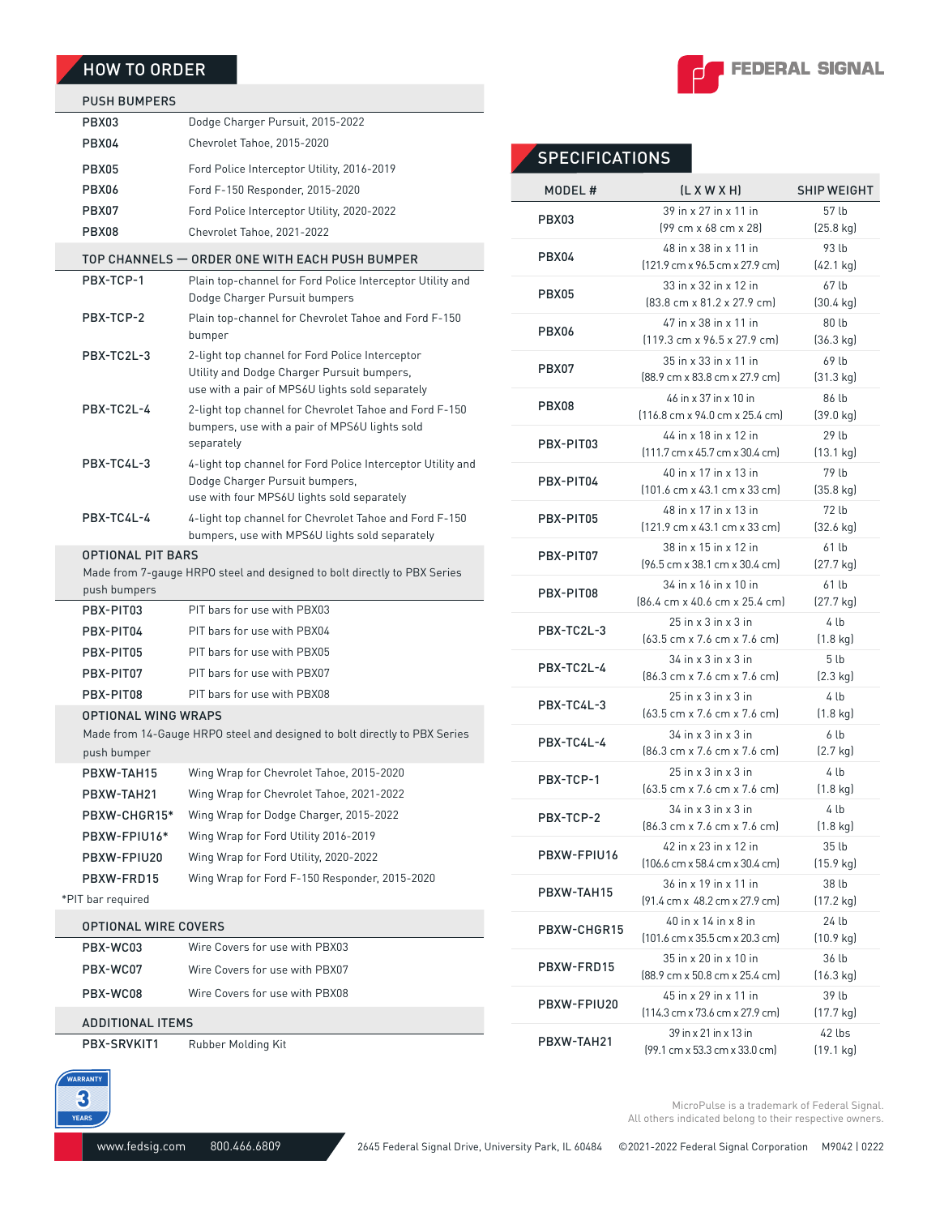## HOW TO ORDER

### PUSH BUMPERS

| | |
|---|---|
| PBX03 | Dodge Charger Pursuit, 2015-2022 |
| PBX04 | Chevrolet Tahoe, 2015-2020 |
| PBX05 | Ford Police Interceptor Utility, 2016-2019 |
| PBX06 | Ford F-150 Responder, 2015-2020 |
| PBX07 | Ford Police Interceptor Utility, 2020-2022 |
| PBX08 | Chevrolet Tahoe, 2021-2022 |

### TOP CHANNELS — ORDER ONE WITH EACH PUSH BUMPER

| | |
|---|---|
| PBX-TCP-1 | Plain top-channel for Ford Police Interceptor Utility and Dodge Charger Pursuit bumpers |
| PBX-TCP-2 | Plain top-channel for Chevrolet Tahoe and Ford F-150 bumper |
| PBX-TC2L-3 | 2-light top channel for Ford Police Interceptor Utility and Dodge Charger Pursuit bumpers, use with a pair of MPS6U lights sold separately |
| PBX-TC2L-4 | 2-light top channel for Chevrolet Tahoe and Ford F-150 bumpers, use with a pair of MPS6U lights sold separately |
| PBX-TC4L-3 | 4-light top channel for Ford Police Interceptor Utility and Dodge Charger Pursuit bumpers, use with four MPS6U lights sold separately |
| PBX-TC4L-4 | 4-light top channel for Chevrolet Tahoe and Ford F-150 bumpers, use with MPS6U lights sold separately |

### OPTIONAL PIT BARS

Made from 7-gauge HRPO steel and designed to bolt directly to PBX Series push bumpers

| | |
|---|---|
| PBX-PIT03 | PIT bars for use with PBX03 |
| PBX-PIT04 | PIT bars for use with PBX04 |
| PBX-PIT05 | PIT bars for use with PBX05 |
| PBX-PIT07 | PIT bars for use with PBX07 |
| PBX-PIT08 | PIT bars for use with PBX08 |

### OPTIONAL WING WRAPS

Made from 14-Gauge HRPO steel and designed to bolt directly to PBX Series push bumper

| | |
|---|---|
| PBXW-TAH15 | Wing Wrap for Chevrolet Tahoe, 2015-2020 |
| PBXW-TAH21 | Wing Wrap for Chevrolet Tahoe, 2021-2022 |
| PBXW-CHGR15* | Wing Wrap for Dodge Charger, 2015-2022 |
| PBXW-FPIU16* | Wing Wrap for Ford Utility 2016-2019 |
| PBXW-FPIU20 | Wing Wrap for Ford Utility, 2020-2022 |
| PBXW-FRD15 | Wing Wrap for Ford F-150 Responder, 2015-2020 |

*PIT bar required

### OPTIONAL WIRE COVERS

| | |
|---|---|
| PBX-WC03 | Wire Covers for use with PBX03 |
| PBX-WC07 | Wire Covers for use with PBX07 |
| PBX-WC08 | Wire Covers for use with PBX08 |

### ADDITIONAL ITEMS

| | |
|---|---|
| PBX-SRVKIT1 | Rubber Molding Kit |

## SPECIFICATIONS

| MODEL # | (L X W X H) | SHIP WEIGHT |
|---|---|---|
| PBX03 | 39 in x 27 in x 11 in (99 cm x 68 cm x 28) | 57 lb (25.8 kg) |
| PBX04 | 48 in x 38 in x 11 in (121.9 cm x 96.5 cm x 27.9 cm) | 93 lb (42.1 kg) |
| PBX05 | 33 in x 32 in x 12 in (83.8 cm x 81.2 x 27.9 cm) | 67 lb (30.4 kg) |
| PBX06 | 47 in x 38 in x 11 in (119.3 cm x 96.5 x 27.9 cm) | 80 lb (36.3 kg) |
| PBX07 | 35 in x 33 in x 11 in (88.9 cm x 83.8 cm x 27.9 cm) | 69 lb (31.3 kg) |
| PBX08 | 46 in x 37 in x 10 in (116.8 cm x 94.0 cm x 25.4 cm) | 86 lb (39.0 kg) |
| PBX-PIT03 | 44 in x 18 in x 12 in (111.7 cm x 45.7 cm x 30.4 cm) | 29 lb (13.1 kg) |
| PBX-PIT04 | 40 in x 17 in x 13 in (101.6 cm x 43.1 cm x 33 cm) | 79 lb (35.8 kg) |
| PBX-PIT05 | 48 in x 17 in x 13 in (121.9 cm x 43.1 cm x 33 cm) | 72 lb (32.6 kg) |
| PBX-PIT07 | 38 in x 15 in x 12 in (96.5 cm x 38.1 cm x 30.4 cm) | 61 lb (27.7 kg) |
| PBX-PIT08 | 34 in x 16 in x 10 in (86.4 cm x 40.6 cm x 25.4 cm) | 61 lb (27.7 kg) |
| PBX-TC2L-3 | 25 in x 3 in x 3 in (63.5 cm x 7.6 cm x 7.6 cm) | 4 lb (1.8 kg) |
| PBX-TC2L-4 | 34 in x 3 in x 3 in (86.3 cm x 7.6 cm x 7.6 cm) | 5 lb (2.3 kg) |
| PBX-TC4L-3 | 25 in x 3 in x 3 in (63.5 cm x 7.6 cm x 7.6 cm) | 4 lb (1.8 kg) |
| PBX-TC4L-4 | 34 in x 3 in x 3 in (86.3 cm x 7.6 cm x 7.6 cm) | 6 lb (2.7 kg) |
| PBX-TCP-1 | 25 in x 3 in x 3 in (63.5 cm x 7.6 cm x 7.6 cm) | 4 lb (1.8 kg) |
| PBX-TCP-2 | 34 in x 3 in x 3 in (86.3 cm x 7.6 cm x 7.6 cm) | 4 lb (1.8 kg) |
| PBXW-FPIU16 | 42 in x 23 in x 12 in (106.6 cm x 58.4 cm x 30.4 cm) | 35 lb (15.9 kg) |
| PBXW-TAH15 | 36 in x 19 in x 11 in (91.4 cm x 48.2 cm x 27.9 cm) | 38 lb (17.2 kg) |
| PBXW-CHGR15 | 40 in x 14 in x 8 in (101.6 cm x 35.5 cm x 20.3 cm) | 24 lb (10.9 kg) |
| PBXW-FRD15 | 35 in x 20 in x 10 in (88.9 cm x 50.8 cm x 25.4 cm) | 36 lb (16.3 kg) |
| PBXW-FPIU20 | 45 in x 29 in x 11 in (114.3 cm x 73.6 cm x 27.9 cm) | 39 lb (17.7 kg) |
| PBXW-TAH21 | 39 in x 21 in x 13 in (99.1 cm x 53.3 cm x 33.0 cm) | 42 lbs (19.1 kg) |

WARRANTY 3 YEARS

MicroPulse is a trademark of Federal Signal.
All others indicated belong to their respective owners.

www.fedsig.com 800.466.6809 2645 Federal Signal Drive, University Park, IL 60484 ©2021-2022 Federal Signal Corporation M9042 | 0222